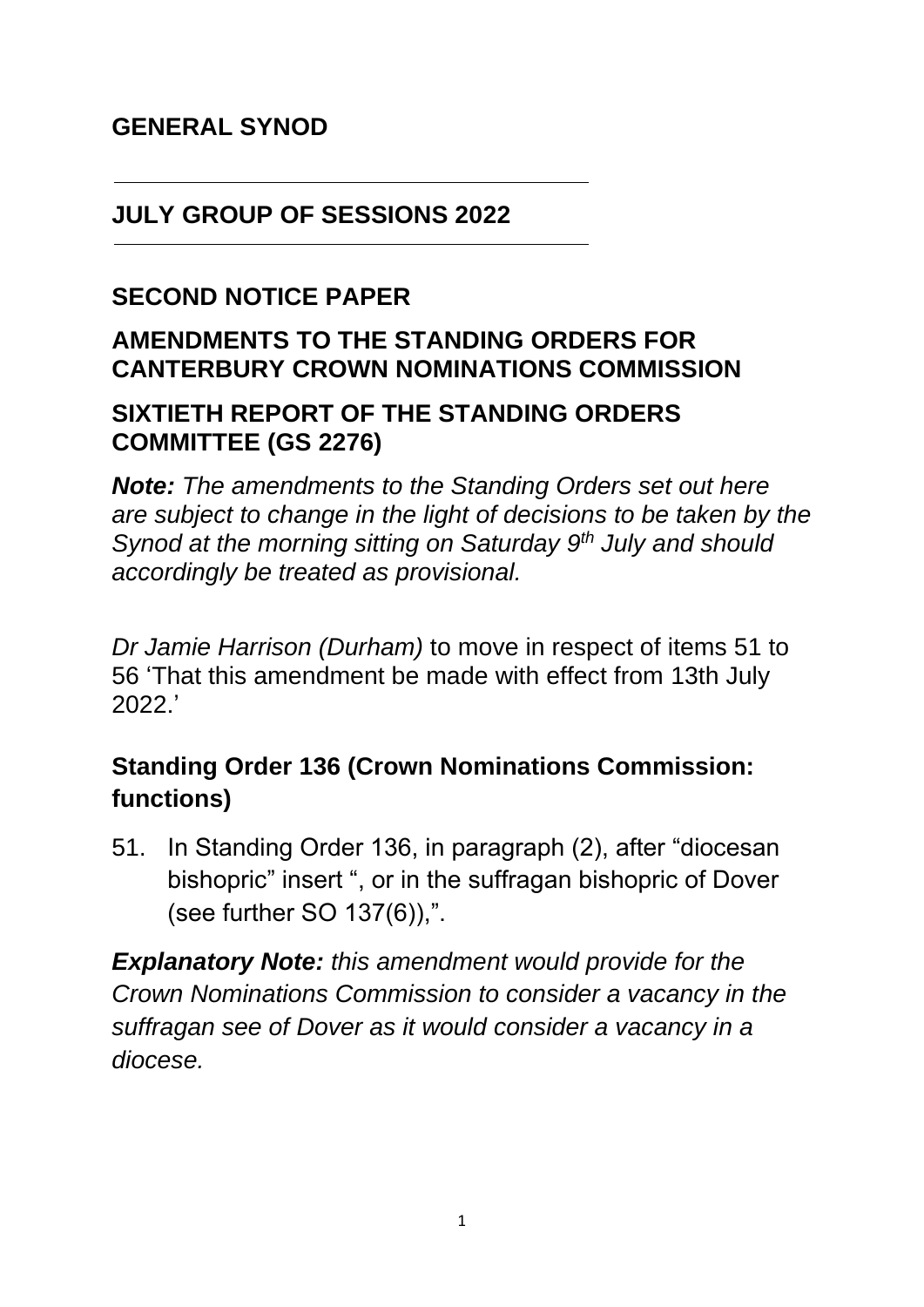**GENERAL SYNOD**

---

**JULY GROUP OF SESSIONS 2022**

---

**SECOND NOTICE PAPER**

**AMENDMENTS TO THE STANDING ORDERS FOR CANTERBURY CROWN NOMINATIONS COMMISSION**

**SIXTIETH REPORT OF THE STANDING ORDERS COMMITTEE (GS 2276)**

***Note:*** *The amendments to the Standing Orders set out here are subject to change in the light of decisions to be taken by the Synod at the morning sitting on Saturday 9th July and should accordingly be treated as provisional.*

*Dr Jamie Harrison (Durham)* to move in respect of items 51 to 56 'That this amendment be made with effect from 13th July 2022.'

## Standing Order 136 (Crown Nominations Commission: functions)

51. In Standing Order 136, in paragraph (2), after "diocesan bishopric" insert ", or in the suffragan bishopric of Dover (see further SO 137(6)),".

***Explanatory Note:*** *this amendment would provide for the Crown Nominations Commission to consider a vacancy in the suffragan see of Dover as it would consider a vacancy in a diocese.*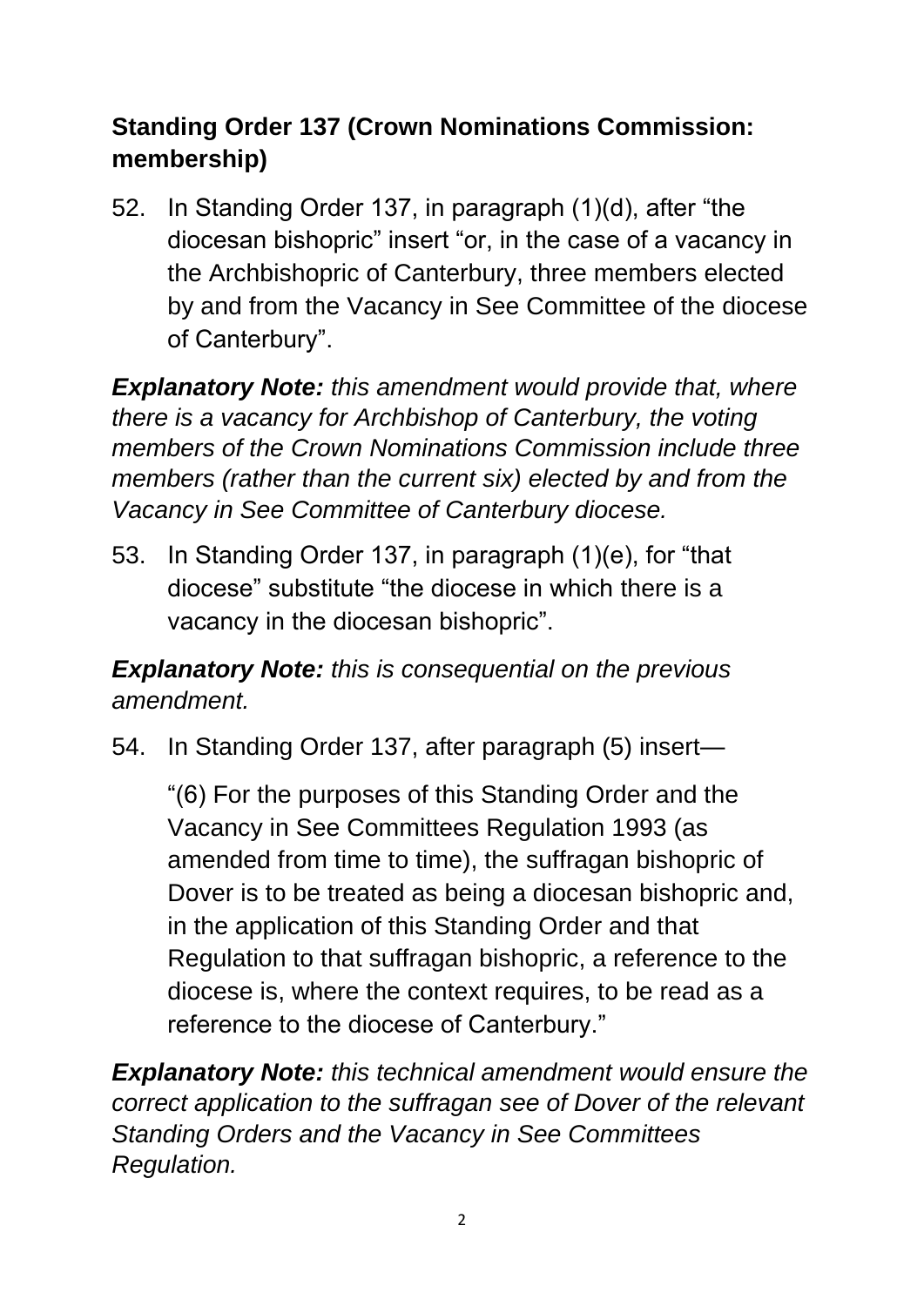## Standing Order 137 (Crown Nominations Commission: membership)

52. In Standing Order 137, in paragraph (1)(d), after "the diocesan bishopric" insert "or, in the case of a vacancy in the Archbishopric of Canterbury, three members elected by and from the Vacancy in See Committee of the diocese of Canterbury".

***Explanatory Note:*** *this amendment would provide that, where there is a vacancy for Archbishop of Canterbury, the voting members of the Crown Nominations Commission include three members (rather than the current six) elected by and from the Vacancy in See Committee of Canterbury diocese.*

53. In Standing Order 137, in paragraph (1)(e), for "that diocese" substitute "the diocese in which there is a vacancy in the diocesan bishopric".

***Explanatory Note:*** *this is consequential on the previous amendment.*

54. In Standing Order 137, after paragraph (5) insert—

    "(6) For the purposes of this Standing Order and the Vacancy in See Committees Regulation 1993 (as amended from time to time), the suffragan bishopric of Dover is to be treated as being a diocesan bishopric and, in the application of this Standing Order and that Regulation to that suffragan bishopric, a reference to the diocese is, where the context requires, to be read as a reference to the diocese of Canterbury."

***Explanatory Note:*** *this technical amendment would ensure the correct application to the suffragan see of Dover of the relevant Standing Orders and the Vacancy in See Committees Regulation.*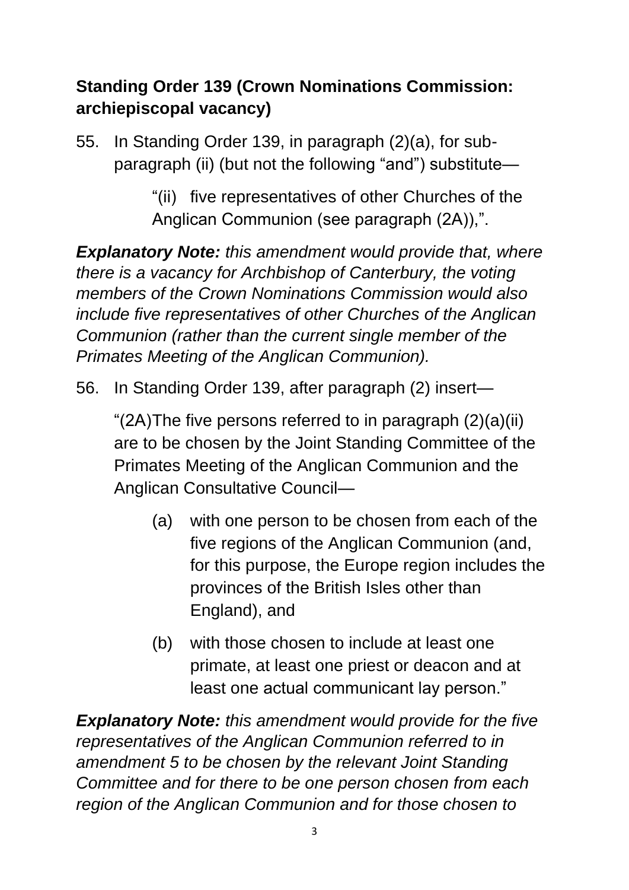**Standing Order 139 (Crown Nominations Commission: archiepiscopal vacancy)**

55. In Standing Order 139, in paragraph (2)(a), for sub-paragraph (ii) (but not the following "and") substitute—

    > "(ii) five representatives of other Churches of the Anglican Communion (see paragraph (2A)),".

***Explanatory Note:*** *this amendment would provide that, where there is a vacancy for Archbishop of Canterbury, the voting members of the Crown Nominations Commission would also include five representatives of other Churches of the Anglican Communion (rather than the current single member of the Primates Meeting of the Anglican Communion).*

56. In Standing Order 139, after paragraph (2) insert—

    "(2A)The five persons referred to in paragraph (2)(a)(ii) are to be chosen by the Joint Standing Committee of the Primates Meeting of the Anglican Communion and the Anglican Consultative Council—

    (a) with one person to be chosen from each of the five regions of the Anglican Communion (and, for this purpose, the Europe region includes the provinces of the British Isles other than England), and

    (b) with those chosen to include at least one primate, at least one priest or deacon and at least one actual communicant lay person."

***Explanatory Note:*** *this amendment would provide for the five representatives of the Anglican Communion referred to in amendment 5 to be chosen by the relevant Joint Standing Committee and for there to be one person chosen from each region of the Anglican Communion and for those chosen to*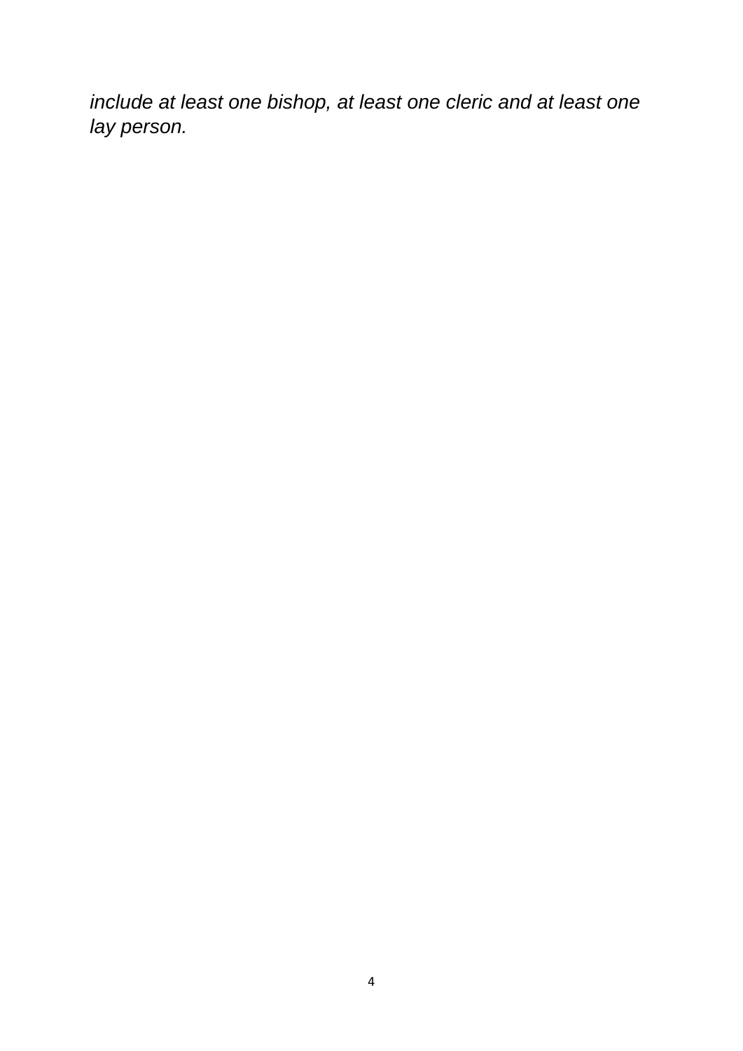*include at least one bishop, at least one cleric and at least one lay person.*